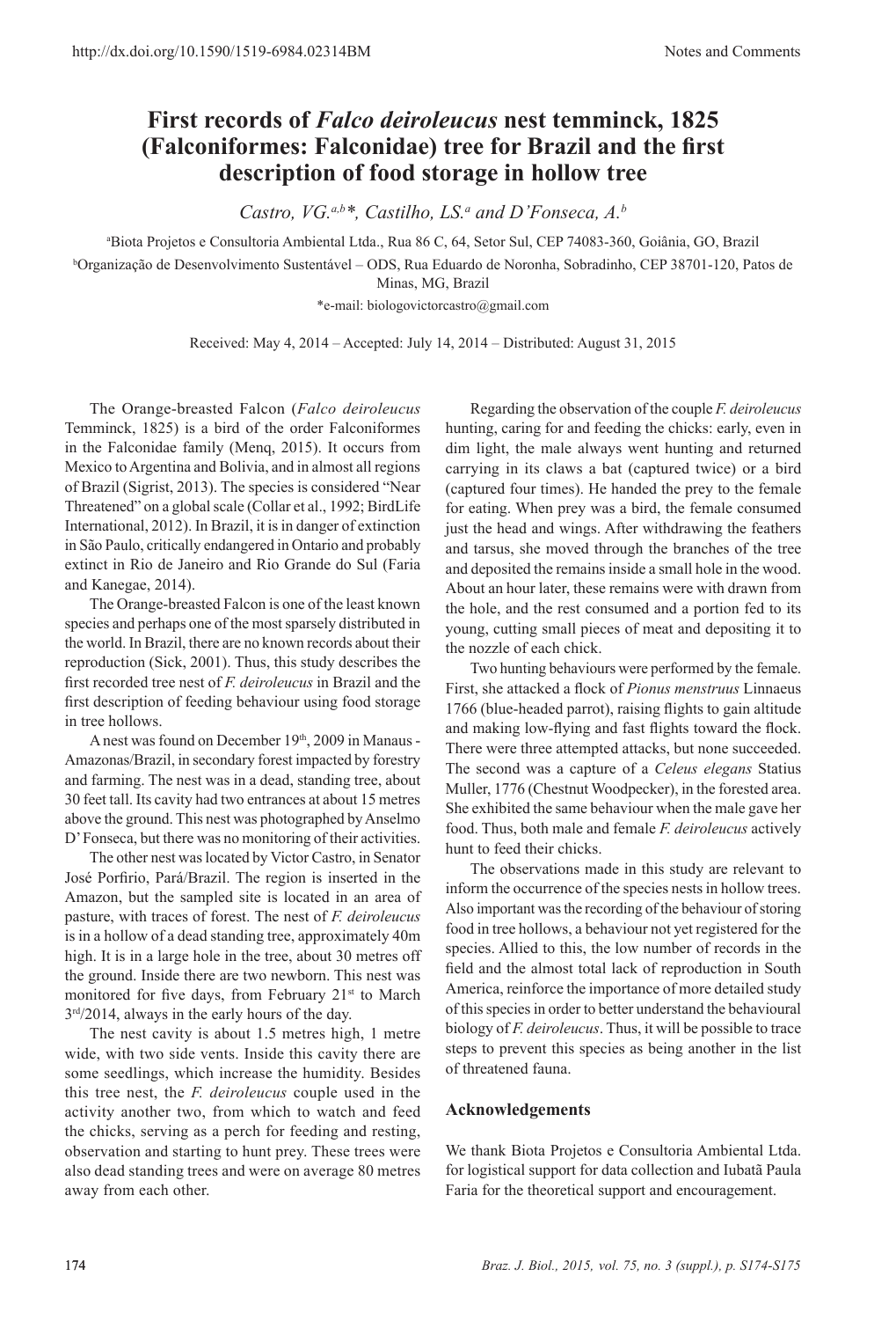http://dx.doi.org/10.1590/1519-6984.02314BM

Notes and Comments

# First records of *Falco deiroleucus* nest temminck, 1825 (Falconiformes: Falconidae) tree for Brazil and the first description of food storage in hollow tree

*Castro, VG.*[a,b]\*, *Castilho, LS.*[a] and *D'Fonseca, A.*[b]

[a]Biota Projetos e Consultoria Ambiental Ltda., Rua 86 C, 64, Setor Sul, CEP 74083-360, Goiânia, GO, Brazil

[b]Organização de Desenvolvimento Sustentável – ODS, Rua Eduardo de Noronha, Sobradinho, CEP 38701-120, Patos de Minas, MG, Brazil

*e-mail: biologovictorcastro@gmail.com

Received: May 4, 2014 – Accepted: July 14, 2014 – Distributed: August 31, 2015

The Orange-breasted Falcon (*Falco deiroleucus* Temminck, 1825) is a bird of the order Falconiformes in the Falconidae family (Menq, 2015). It occurs from Mexico to Argentina and Bolivia, and in almost all regions of Brazil (Sigrist, 2013). The species is considered "Near Threatened" on a global scale (Collar et al., 1992; BirdLife International, 2012). In Brazil, it is in danger of extinction in São Paulo, critically endangered in Ontario and probably extinct in Rio de Janeiro and Rio Grande do Sul (Faria and Kanegae, 2014).

The Orange-breasted Falcon is one of the least known species and perhaps one of the most sparsely distributed in the world. In Brazil, there are no known records about their reproduction (Sick, 2001). Thus, this study describes the first recorded tree nest of *F. deiroleucus* in Brazil and the first description of feeding behaviour using food storage in tree hollows.

A nest was found on December 19th, 2009 in Manaus - Amazonas/Brazil, in secondary forest impacted by forestry and farming. The nest was in a dead, standing tree, about 30 feet tall. Its cavity had two entrances at about 15 metres above the ground. This nest was photographed by Anselmo D' Fonseca, but there was no monitoring of their activities.

The other nest was located by Victor Castro, in Senator José Porfirio, Pará/Brazil. The region is inserted in the Amazon, but the sampled site is located in an area of pasture, with traces of forest. The nest of *F. deiroleucus* is in a hollow of a dead standing tree, approximately 40m high. It is in a large hole in the tree, about 30 metres off the ground. Inside there are two newborn. This nest was monitored for five days, from February 21st to March 3rd/2014, always in the early hours of the day.

The nest cavity is about 1.5 metres high, 1 metre wide, with two side vents. Inside this cavity there are some seedlings, which increase the humidity. Besides this tree nest, the *F. deiroleucus* couple used in the activity another two, from which to watch and feed the chicks, serving as a perch for feeding and resting, observation and starting to hunt prey. These trees were also dead standing trees and were on average 80 metres away from each other.

Regarding the observation of the couple *F. deiroleucus* hunting, caring for and feeding the chicks: early, even in dim light, the male always went hunting and returned carrying in its claws a bat (captured twice) or a bird (captured four times). He handed the prey to the female for eating. When prey was a bird, the female consumed just the head and wings. After withdrawing the feathers and tarsus, she moved through the branches of the tree and deposited the remains inside a small hole in the wood. About an hour later, these remains were with drawn from the hole, and the rest consumed and a portion fed to its young, cutting small pieces of meat and depositing it to the nozzle of each chick.

Two hunting behaviours were performed by the female. First, she attacked a flock of *Pionus menstruus* Linnaeus 1766 (blue-headed parrot), raising flights to gain altitude and making low-flying and fast flights toward the flock. There were three attempted attacks, but none succeeded. The second was a capture of a *Celeus elegans* Statius Muller, 1776 (Chestnut Woodpecker), in the forested area. She exhibited the same behaviour when the male gave her food. Thus, both male and female *F. deiroleucus* actively hunt to feed their chicks.

The observations made in this study are relevant to inform the occurrence of the species nests in hollow trees. Also important was the recording of the behaviour of storing food in tree hollows, a behaviour not yet registered for the species. Allied to this, the low number of records in the field and the almost total lack of reproduction in South America, reinforce the importance of more detailed study of this species in order to better understand the behavioural biology of *F. deiroleucus*. Thus, it will be possible to trace steps to prevent this species as being another in the list of threatened fauna.

## Acknowledgements

We thank Biota Projetos e Consultoria Ambiental Ltda. for logistical support for data collection and Iubatã Paula Faria for the theoretical support and encouragement.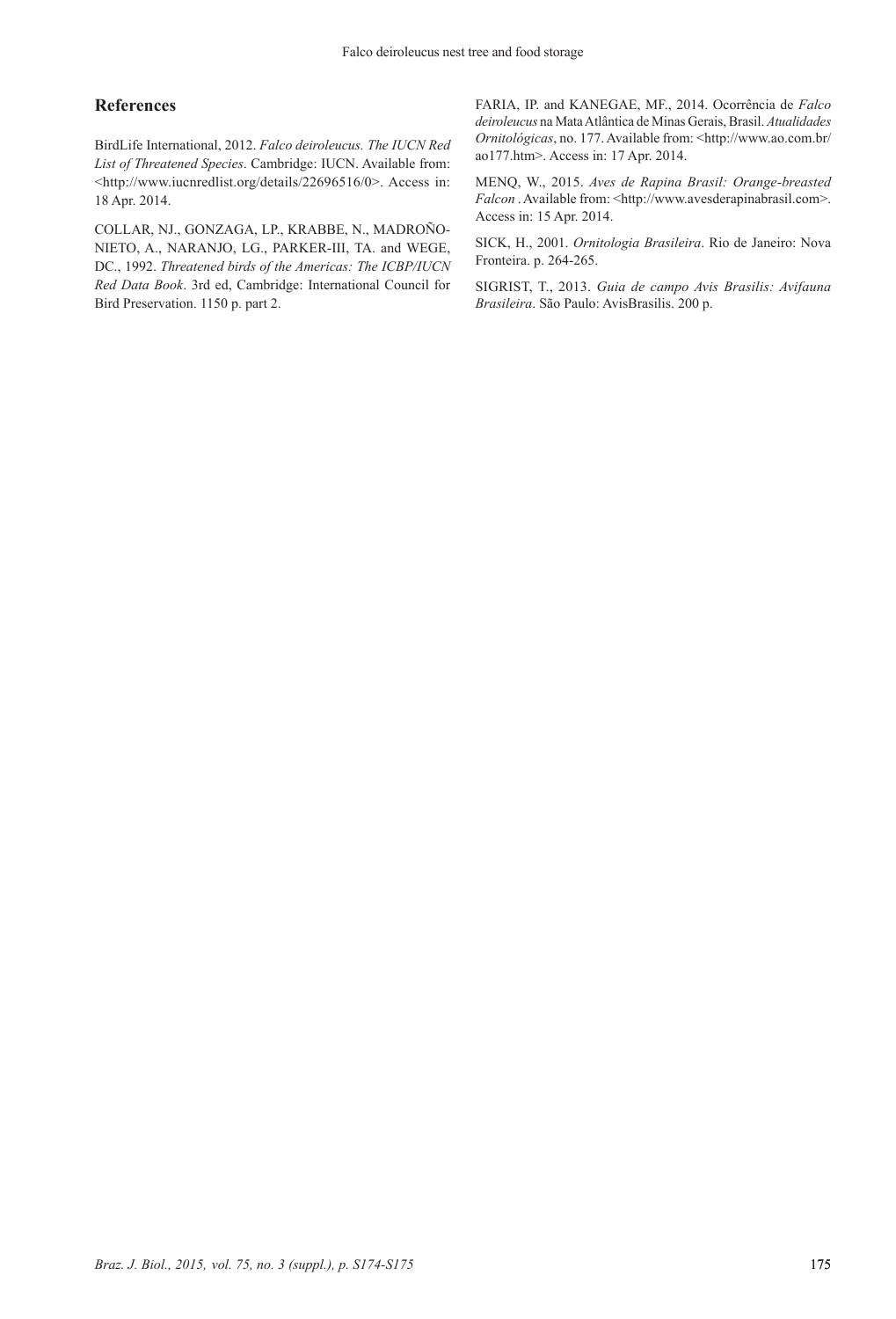## References

BirdLife International, 2012. *Falco deiroleucus. The IUCN Red List of Threatened Species*. Cambridge: IUCN. Available from: <http://www.iucnredlist.org/details/22696516/0>. Access in: 18 Apr. 2014.

COLLAR, NJ., GONZAGA, LP., KRABBE, N., MADROÑO-NIETO, A., NARANJO, LG., PARKER-III, TA. and WEGE, DC., 1992. *Threatened birds of the Americas: The ICBP/IUCN Red Data Book*. 3rd ed, Cambridge: International Council for Bird Preservation. 1150 p. part 2.

FARIA, IP. and KANEGAE, MF., 2014. Ocorrência de *Falco deiroleucus* na Mata Atlântica de Minas Gerais, Brasil. *Atualidades Ornitológicas*, no. 177. Available from: <http://www.ao.com.br/ao177.htm>. Access in: 17 Apr. 2014.

MENQ, W., 2015. *Aves de Rapina Brasil: Orange-breasted Falcon* . Available from: <http://www.avesderapinabrasil.com>. Access in: 15 Apr. 2014.

SICK, H., 2001. *Ornitologia Brasileira*. Rio de Janeiro: Nova Fronteira. p. 264-265.

SIGRIST, T., 2013. *Guia de campo Avis Brasilis: Avifauna Brasileira*. São Paulo: AvisBrasilis. 200 p.